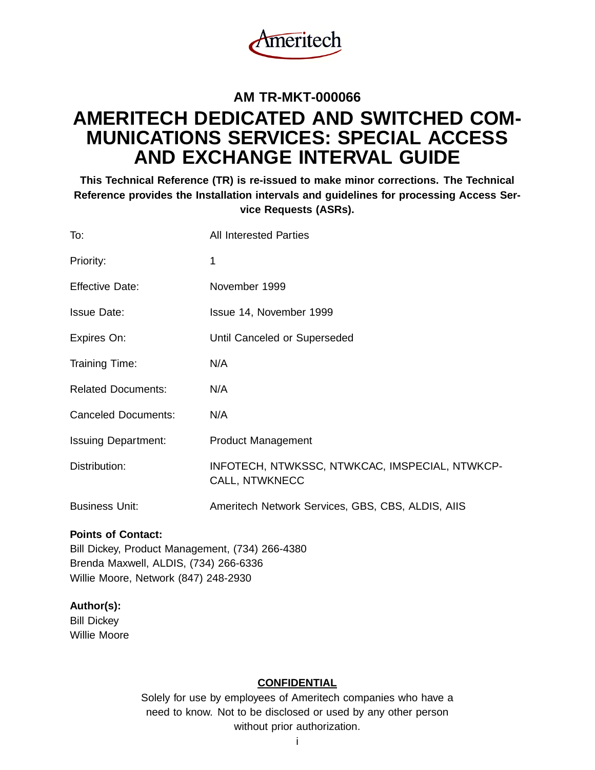Ameritech

## AM TR-MKT-000066

# AMERITECH DEDICATED AND SWITCHED COMMUNICATIONS SERVICES: SPECIAL ACCESS AND EXCHANGE INTERVAL GUIDE

**This Technical Reference (TR) is re-issued to make minor corrections. The Technical Reference provides the Installation intervals and guidelines for processing Access Service Requests (ASRs).**

| | |
|---|---|
| To: | All Interested Parties |
| Priority: | 1 |
| Effective Date: | November 1999 |
| Issue Date: | Issue 14, November 1999 |
| Expires On: | Until Canceled or Superseded |
| Training Time: | N/A |
| Related Documents: | N/A |
| Canceled Documents: | N/A |
| Issuing Department: | Product Management |
| Distribution: | INFOTECH, NTWKSSC, NTWKCAC, IMSPECIAL, NTWKCPCALL, NTWKNECC |
| Business Unit: | Ameritech Network Services, GBS, CBS, ALDIS, AIIS |

**Points of Contact:**
Bill Dickey, Product Management, (734) 266-4380
Brenda Maxwell, ALDIS, (734) 266-6336
Willie Moore, Network (847) 248-2930

**Author(s):**
Bill Dickey
Willie Moore

**CONFIDENTIAL**

Solely for use by employees of Ameritech companies who have a need to know. Not to be disclosed or used by any other person without prior authorization.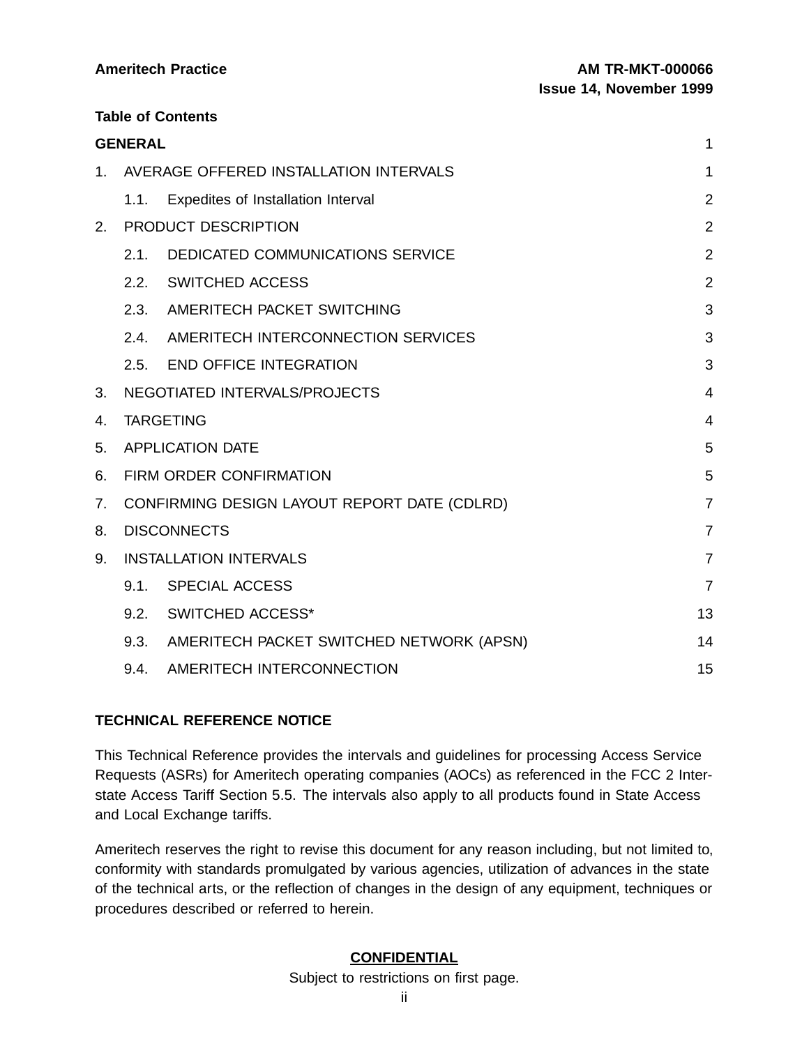**Table of Contents**

| | |
|---|---|
| **GENERAL** | 1 |
| 1. AVERAGE OFFERED INSTALLATION INTERVALS | 1 |
| 1.1. Expedites of Installation Interval | 2 |
| 2. PRODUCT DESCRIPTION | 2 |
| 2.1. DEDICATED COMMUNICATIONS SERVICE | 2 |
| 2.2. SWITCHED ACCESS | 2 |
| 2.3. AMERITECH PACKET SWITCHING | 3 |
| 2.4. AMERITECH INTERCONNECTION SERVICES | 3 |
| 2.5. END OFFICE INTEGRATION | 3 |
| 3. NEGOTIATED INTERVALS/PROJECTS | 4 |
| 4. TARGETING | 4 |
| 5. APPLICATION DATE | 5 |
| 6. FIRM ORDER CONFIRMATION | 5 |
| 7. CONFIRMING DESIGN LAYOUT REPORT DATE (CDLRD) | 7 |
| 8. DISCONNECTS | 7 |
| 9. INSTALLATION INTERVALS | 7 |
| 9.1. SPECIAL ACCESS | 7 |
| 9.2. SWITCHED ACCESS* | 13 |
| 9.3. AMERITECH PACKET SWITCHED NETWORK (APSN) | 14 |
| 9.4. AMERITECH INTERCONNECTION | 15 |

**TECHNICAL REFERENCE NOTICE**

This Technical Reference provides the intervals and guidelines for processing Access Service Requests (ASRs) for Ameritech operating companies (AOCs) as referenced in the FCC 2 Interstate Access Tariff Section 5.5. The intervals also apply to all products found in State Access and Local Exchange tariffs.

Ameritech reserves the right to revise this document for any reason including, but not limited to, conformity with standards promulgated by various agencies, utilization of advances in the state of the technical arts, or the reflection of changes in the design of any equipment, techniques or procedures described or referred to herein.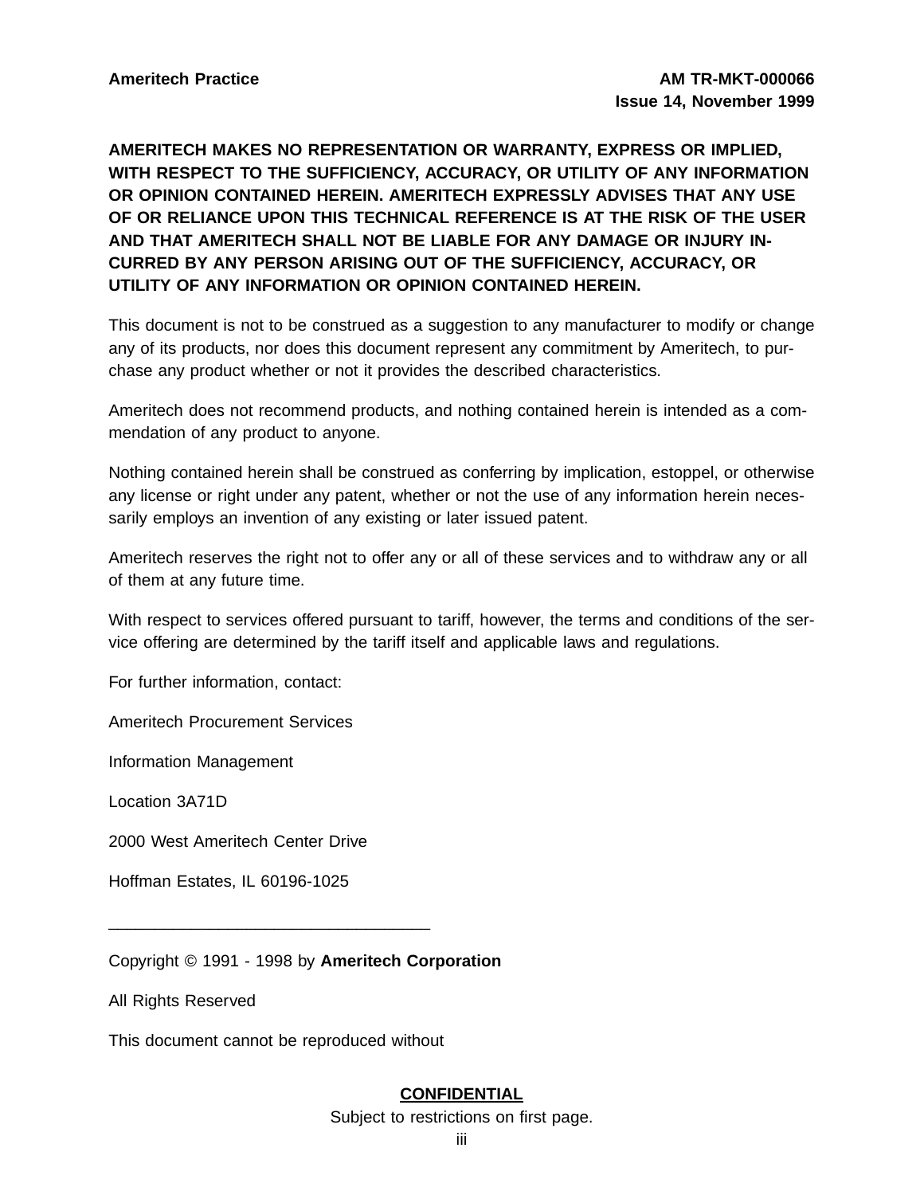**AMERITECH MAKES NO REPRESENTATION OR WARRANTY, EXPRESS OR IMPLIED, WITH RESPECT TO THE SUFFICIENCY, ACCURACY, OR UTILITY OF ANY INFORMATION OR OPINION CONTAINED HEREIN. AMERITECH EXPRESSLY ADVISES THAT ANY USE OF OR RELIANCE UPON THIS TECHNICAL REFERENCE IS AT THE RISK OF THE USER AND THAT AMERITECH SHALL NOT BE LIABLE FOR ANY DAMAGE OR INJURY INCURRED BY ANY PERSON ARISING OUT OF THE SUFFICIENCY, ACCURACY, OR UTILITY OF ANY INFORMATION OR OPINION CONTAINED HEREIN.**

This document is not to be construed as a suggestion to any manufacturer to modify or change any of its products, nor does this document represent any commitment by Ameritech, to purchase any product whether or not it provides the described characteristics.

Ameritech does not recommend products, and nothing contained herein is intended as a commendation of any product to anyone.

Nothing contained herein shall be construed as conferring by implication, estoppel, or otherwise any license or right under any patent, whether or not the use of any information herein necessarily employs an invention of any existing or later issued patent.

Ameritech reserves the right not to offer any or all of these services and to withdraw any or all of them at any future time.

With respect to services offered pursuant to tariff, however, the terms and conditions of the service offering are determined by the tariff itself and applicable laws and regulations.

For further information, contact:

Ameritech Procurement Services

Information Management

Location 3A71D

2000 West Ameritech Center Drive

Hoffman Estates, IL 60196-1025

---

Copyright © 1991 - 1998 by **Ameritech Corporation**

All Rights Reserved

This document cannot be reproduced without

**CONFIDENTIAL**

Subject to restrictions on first page.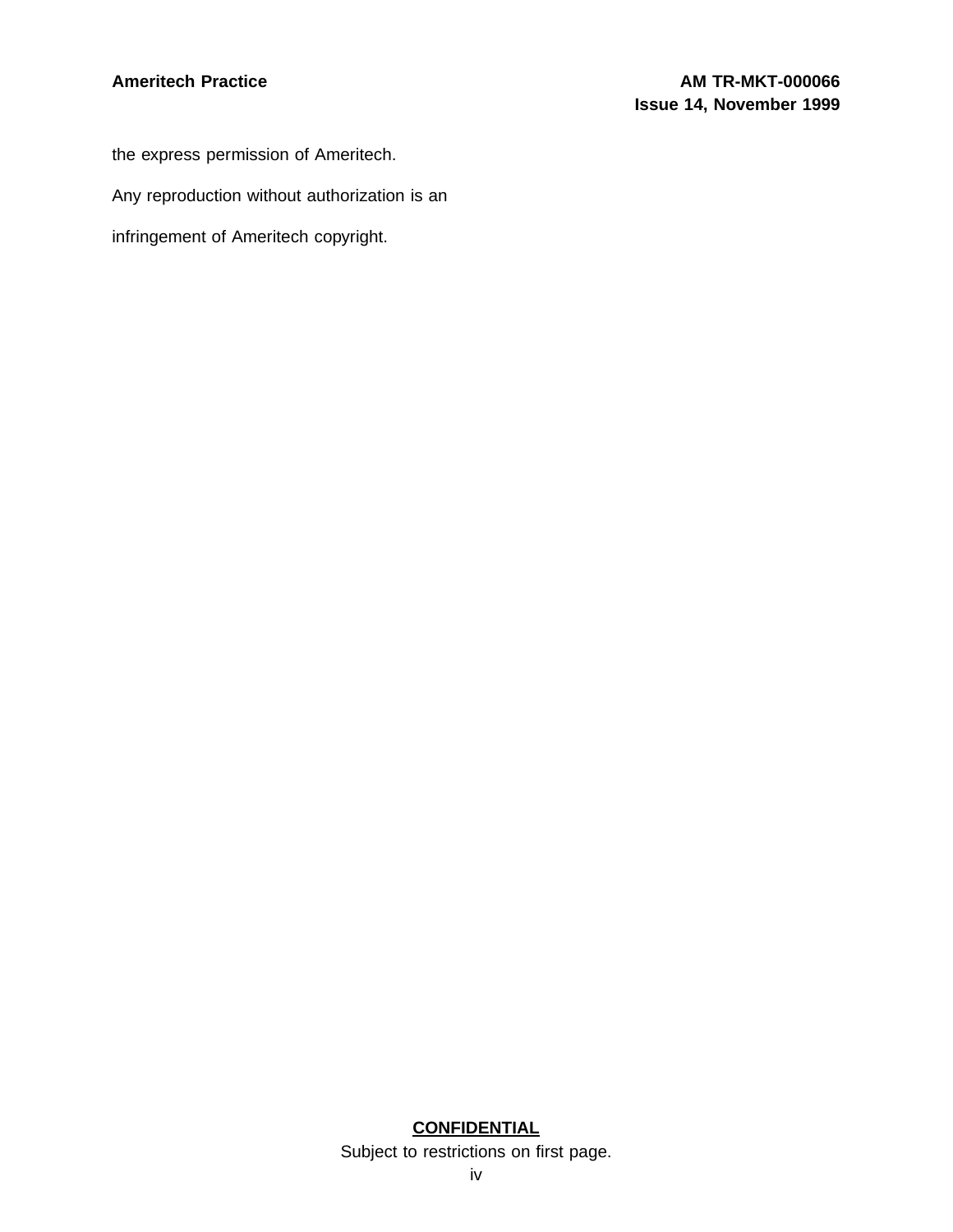the express permission of Ameritech.

Any reproduction without authorization is an

infringement of Ameritech copyright.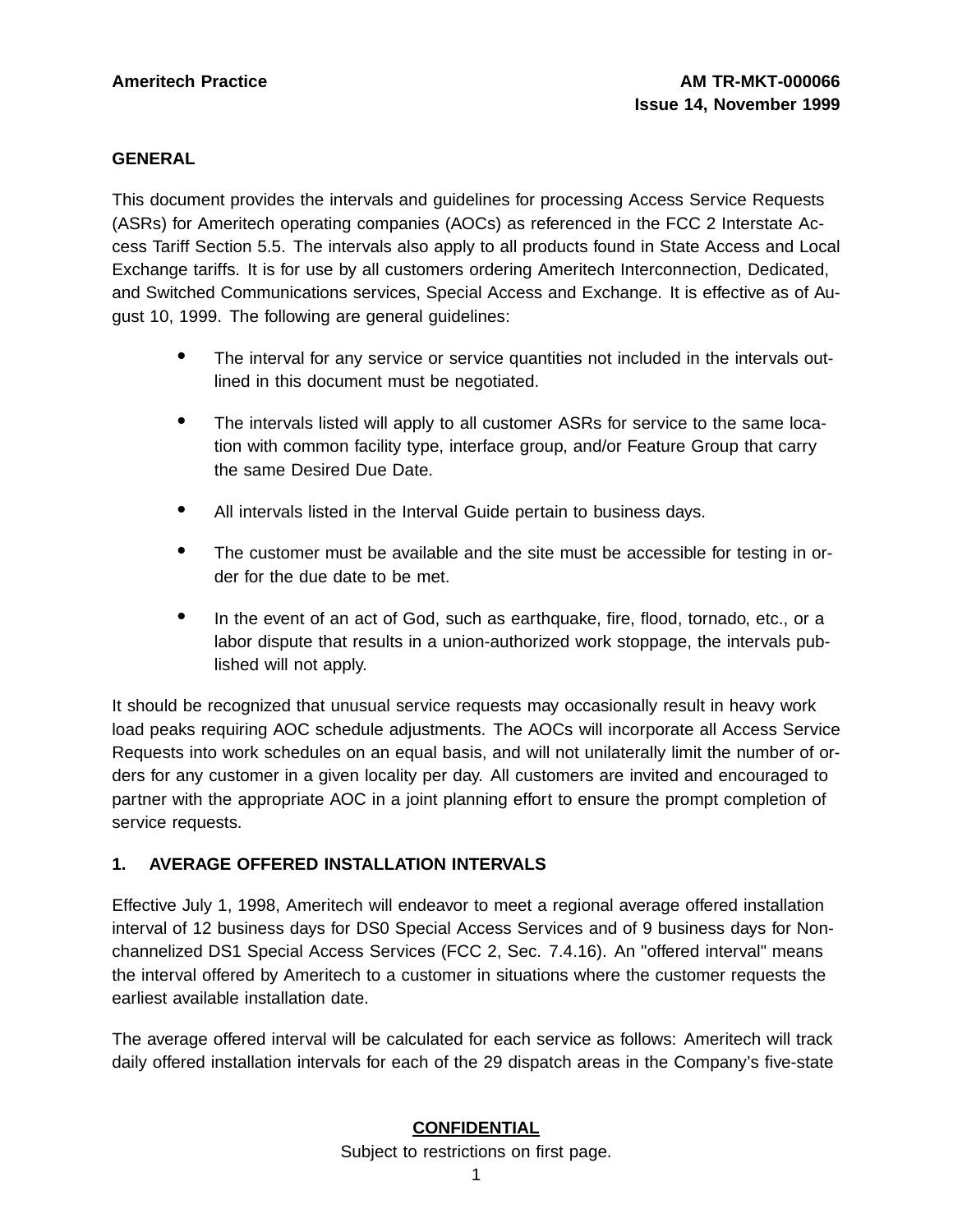## GENERAL

This document provides the intervals and guidelines for processing Access Service Requests (ASRs) for Ameritech operating companies (AOCs) as referenced in the FCC 2 Interstate Access Tariff Section 5.5. The intervals also apply to all products found in State Access and Local Exchange tariffs. It is for use by all customers ordering Ameritech Interconnection, Dedicated, and Switched Communications services, Special Access and Exchange. It is effective as of August 10, 1999. The following are general guidelines:

- The interval for any service or service quantities not included in the intervals outlined in this document must be negotiated.
- The intervals listed will apply to all customer ASRs for service to the same location with common facility type, interface group, and/or Feature Group that carry the same Desired Due Date.
- All intervals listed in the Interval Guide pertain to business days.
- The customer must be available and the site must be accessible for testing in order for the due date to be met.
- In the event of an act of God, such as earthquake, fire, flood, tornado, etc., or a labor dispute that results in a union-authorized work stoppage, the intervals published will not apply.

It should be recognized that unusual service requests may occasionally result in heavy work load peaks requiring AOC schedule adjustments. The AOCs will incorporate all Access Service Requests into work schedules on an equal basis, and will not unilaterally limit the number of orders for any customer in a given locality per day. All customers are invited and encouraged to partner with the appropriate AOC in a joint planning effort to ensure the prompt completion of service requests.

## 1. AVERAGE OFFERED INSTALLATION INTERVALS

Effective July 1, 1998, Ameritech will endeavor to meet a regional average offered installation interval of 12 business days for DS0 Special Access Services and of 9 business days for Non-channelized DS1 Special Access Services (FCC 2, Sec. 7.4.16). An "offered interval" means the interval offered by Ameritech to a customer in situations where the customer requests the earliest available installation date.

The average offered interval will be calculated for each service as follows: Ameritech will track daily offered installation intervals for each of the 29 dispatch areas in the Company's five-state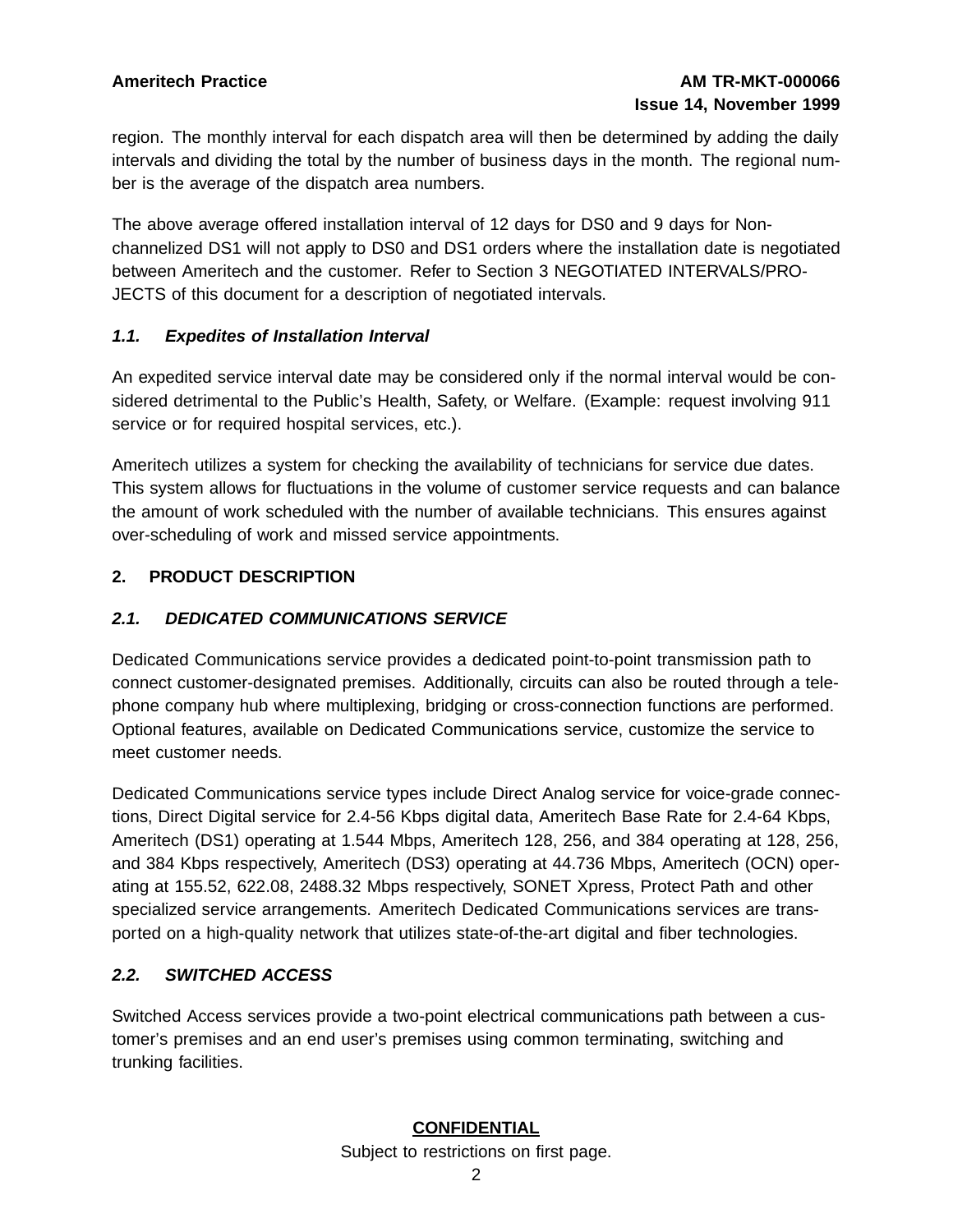region. The monthly interval for each dispatch area will then be determined by adding the daily intervals and dividing the total by the number of business days in the month. The regional number is the average of the dispatch area numbers.

The above average offered installation interval of 12 days for DS0 and 9 days for Non-channelized DS1 will not apply to DS0 and DS1 orders where the installation date is negotiated between Ameritech and the customer. Refer to Section 3 NEGOTIATED INTERVALS/PROJECTS of this document for a description of negotiated intervals.

### *1.1. Expedites of Installation Interval*

An expedited service interval date may be considered only if the normal interval would be considered detrimental to the Public's Health, Safety, or Welfare. (Example: request involving 911 service or for required hospital services, etc.).

Ameritech utilizes a system for checking the availability of technicians for service due dates. This system allows for fluctuations in the volume of customer service requests and can balance the amount of work scheduled with the number of available technicians. This ensures against over-scheduling of work and missed service appointments.

## 2. PRODUCT DESCRIPTION

### *2.1. DEDICATED COMMUNICATIONS SERVICE*

Dedicated Communications service provides a dedicated point-to-point transmission path to connect customer-designated premises. Additionally, circuits can also be routed through a telephone company hub where multiplexing, bridging or cross-connection functions are performed. Optional features, available on Dedicated Communications service, customize the service to meet customer needs.

Dedicated Communications service types include Direct Analog service for voice-grade connections, Direct Digital service for 2.4-56 Kbps digital data, Ameritech Base Rate for 2.4-64 Kbps, Ameritech (DS1) operating at 1.544 Mbps, Ameritech 128, 256, and 384 operating at 128, 256, and 384 Kbps respectively, Ameritech (DS3) operating at 44.736 Mbps, Ameritech (OCN) operating at 155.52, 622.08, 2488.32 Mbps respectively, SONET Xpress, Protect Path and other specialized service arrangements. Ameritech Dedicated Communications services are transported on a high-quality network that utilizes state-of-the-art digital and fiber technologies.

### *2.2. SWITCHED ACCESS*

Switched Access services provide a two-point electrical communications path between a customer's premises and an end user's premises using common terminating, switching and trunking facilities.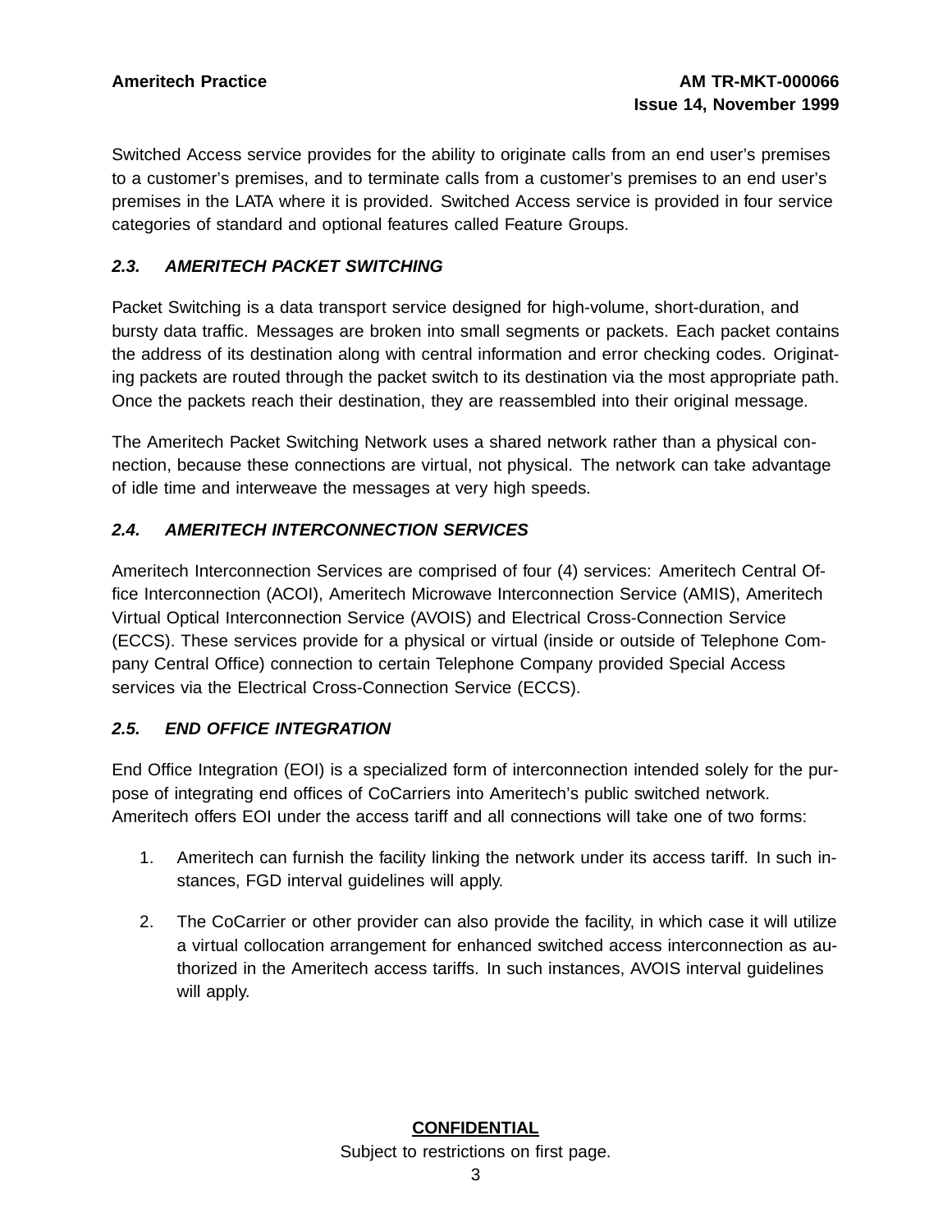Switched Access service provides for the ability to originate calls from an end user's premises to a customer's premises, and to terminate calls from a customer's premises to an end user's premises in the LATA where it is provided. Switched Access service is provided in four service categories of standard and optional features called Feature Groups.

### *2.3. AMERITECH PACKET SWITCHING*

Packet Switching is a data transport service designed for high-volume, short-duration, and bursty data traffic. Messages are broken into small segments or packets. Each packet contains the address of its destination along with central information and error checking codes. Originating packets are routed through the packet switch to its destination via the most appropriate path. Once the packets reach their destination, they are reassembled into their original message.

The Ameritech Packet Switching Network uses a shared network rather than a physical connection, because these connections are virtual, not physical. The network can take advantage of idle time and interweave the messages at very high speeds.

### *2.4. AMERITECH INTERCONNECTION SERVICES*

Ameritech Interconnection Services are comprised of four (4) services: Ameritech Central Office Interconnection (ACOI), Ameritech Microwave Interconnection Service (AMIS), Ameritech Virtual Optical Interconnection Service (AVOIS) and Electrical Cross-Connection Service (ECCS). These services provide for a physical or virtual (inside or outside of Telephone Company Central Office) connection to certain Telephone Company provided Special Access services via the Electrical Cross-Connection Service (ECCS).

### *2.5. END OFFICE INTEGRATION*

End Office Integration (EOI) is a specialized form of interconnection intended solely for the purpose of integrating end offices of CoCarriers into Ameritech's public switched network. Ameritech offers EOI under the access tariff and all connections will take one of two forms:

1. Ameritech can furnish the facility linking the network under its access tariff. In such instances, FGD interval guidelines will apply.

2. The CoCarrier or other provider can also provide the facility, in which case it will utilize a virtual collocation arrangement for enhanced switched access interconnection as authorized in the Ameritech access tariffs. In such instances, AVOIS interval guidelines will apply.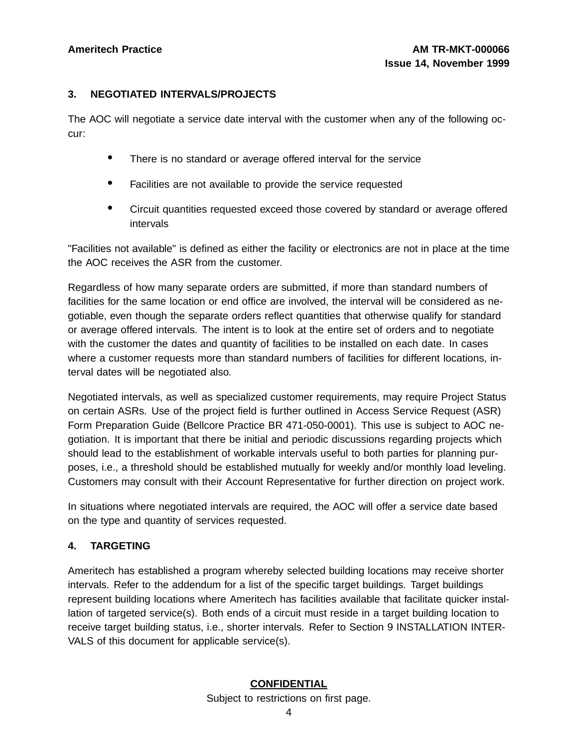## 3. NEGOTIATED INTERVALS/PROJECTS

The AOC will negotiate a service date interval with the customer when any of the following occur:

- There is no standard or average offered interval for the service
- Facilities are not available to provide the service requested
- Circuit quantities requested exceed those covered by standard or average offered intervals

"Facilities not available" is defined as either the facility or electronics are not in place at the time the AOC receives the ASR from the customer.

Regardless of how many separate orders are submitted, if more than standard numbers of facilities for the same location or end office are involved, the interval will be considered as negotiable, even though the separate orders reflect quantities that otherwise qualify for standard or average offered intervals. The intent is to look at the entire set of orders and to negotiate with the customer the dates and quantity of facilities to be installed on each date. In cases where a customer requests more than standard numbers of facilities for different locations, interval dates will be negotiated also.

Negotiated intervals, as well as specialized customer requirements, may require Project Status on certain ASRs. Use of the project field is further outlined in Access Service Request (ASR) Form Preparation Guide (Bellcore Practice BR 471-050-0001). This use is subject to AOC negotiation. It is important that there be initial and periodic discussions regarding projects which should lead to the establishment of workable intervals useful to both parties for planning purposes, i.e., a threshold should be established mutually for weekly and/or monthly load leveling. Customers may consult with their Account Representative for further direction on project work.

In situations where negotiated intervals are required, the AOC will offer a service date based on the type and quantity of services requested.

## 4. TARGETING

Ameritech has established a program whereby selected building locations may receive shorter intervals. Refer to the addendum for a list of the specific target buildings. Target buildings represent building locations where Ameritech has facilities available that facilitate quicker installation of targeted service(s). Both ends of a circuit must reside in a target building location to receive target building status, i.e., shorter intervals. Refer to Section 9 INSTALLATION INTERVALS of this document for applicable service(s).

**CONFIDENTIAL**

Subject to restrictions on first page.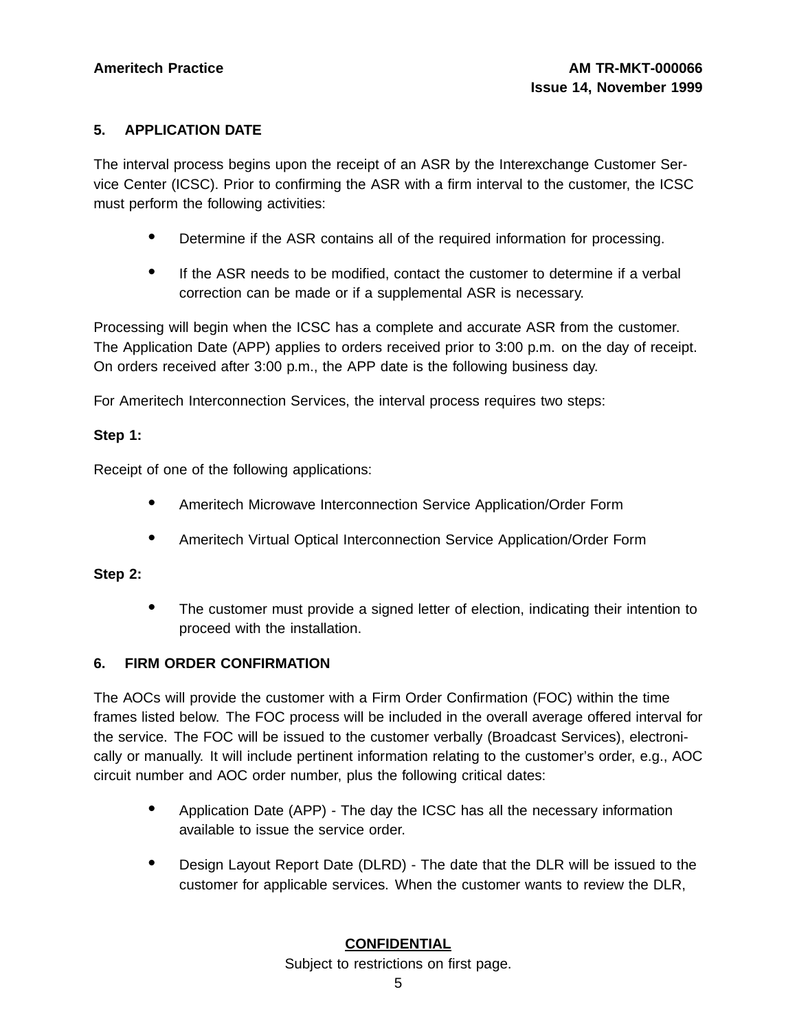## 5. APPLICATION DATE

The interval process begins upon the receipt of an ASR by the Interexchange Customer Service Center (ICSC). Prior to confirming the ASR with a firm interval to the customer, the ICSC must perform the following activities:

- Determine if the ASR contains all of the required information for processing.
- If the ASR needs to be modified, contact the customer to determine if a verbal correction can be made or if a supplemental ASR is necessary.

Processing will begin when the ICSC has a complete and accurate ASR from the customer. The Application Date (APP) applies to orders received prior to 3:00 p.m. on the day of receipt. On orders received after 3:00 p.m., the APP date is the following business day.

For Ameritech Interconnection Services, the interval process requires two steps:

**Step 1:**

Receipt of one of the following applications:

- Ameritech Microwave Interconnection Service Application/Order Form
- Ameritech Virtual Optical Interconnection Service Application/Order Form

**Step 2:**

- The customer must provide a signed letter of election, indicating their intention to proceed with the installation.

## 6. FIRM ORDER CONFIRMATION

The AOCs will provide the customer with a Firm Order Confirmation (FOC) within the time frames listed below. The FOC process will be included in the overall average offered interval for the service. The FOC will be issued to the customer verbally (Broadcast Services), electronically or manually. It will include pertinent information relating to the customer's order, e.g., AOC circuit number and AOC order number, plus the following critical dates:

- Application Date (APP) - The day the ICSC has all the necessary information available to issue the service order.
- Design Layout Report Date (DLRD) - The date that the DLR will be issued to the customer for applicable services. When the customer wants to review the DLR,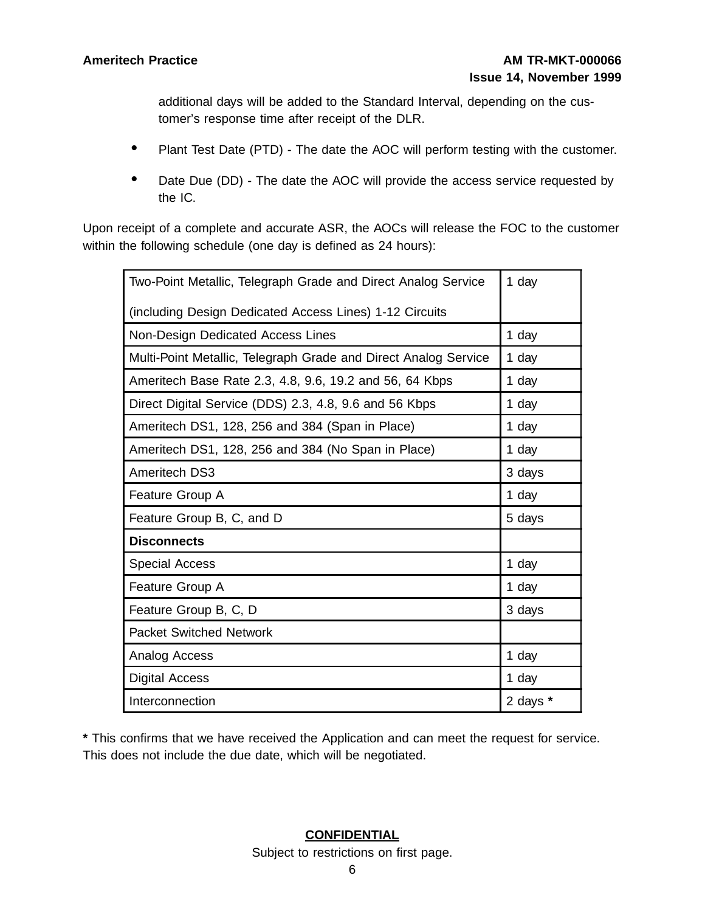additional days will be added to the Standard Interval, depending on the customer's response time after receipt of the DLR.

- Plant Test Date (PTD) - The date the AOC will perform testing with the customer.
- Date Due (DD) - The date the AOC will provide the access service requested by the IC.

Upon receipt of a complete and accurate ASR, the AOCs will release the FOC to the customer within the following schedule (one day is defined as 24 hours):

| Two-Point Metallic, Telegraph Grade and Direct Analog Service (including Design Dedicated Access Lines) 1-12 Circuits | 1 day |
|---|---|
| Non-Design Dedicated Access Lines | 1 day |
| Multi-Point Metallic, Telegraph Grade and Direct Analog Service | 1 day |
| Ameritech Base Rate 2.3, 4.8, 9.6, 19.2 and 56, 64 Kbps | 1 day |
| Direct Digital Service (DDS) 2.3, 4.8, 9.6 and 56 Kbps | 1 day |
| Ameritech DS1, 128, 256 and 384 (Span in Place) | 1 day |
| Ameritech DS1, 128, 256 and 384 (No Span in Place) | 1 day |
| Ameritech DS3 | 3 days |
| Feature Group A | 1 day |
| Feature Group B, C, and D | 5 days |
| **Disconnects** | |
| Special Access | 1 day |
| Feature Group A | 1 day |
| Feature Group B, C, D | 3 days |
| Packet Switched Network | |
| Analog Access | 1 day |
| Digital Access | 1 day |
| Interconnection | 2 days **\*** |

**\*** This confirms that we have received the Application and can meet the request for service. This does not include the due date, which will be negotiated.

**CONFIDENTIAL**

Subject to restrictions on first page.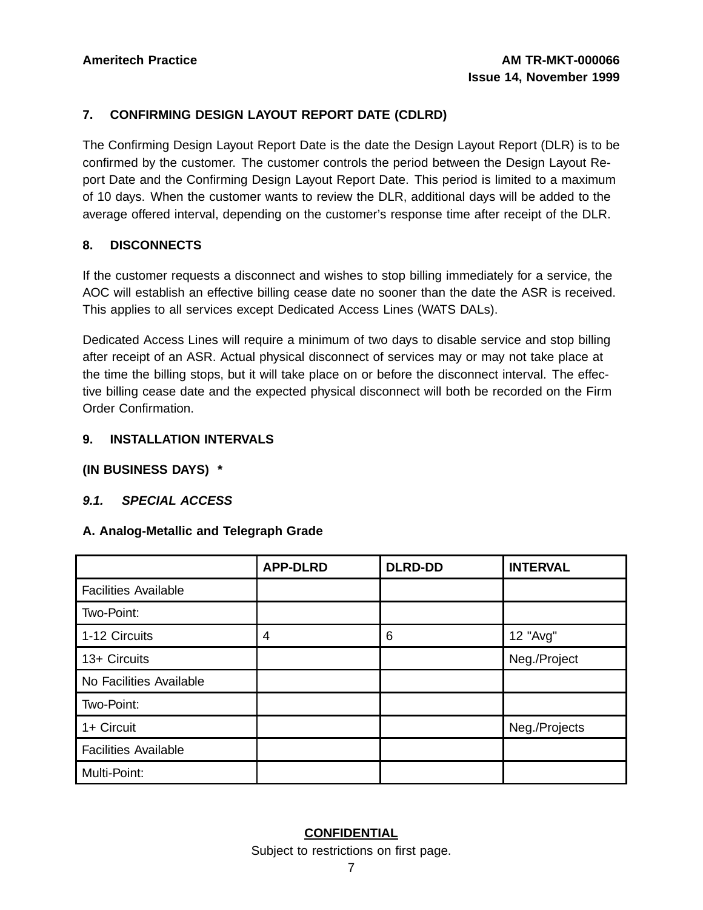## 7. CONFIRMING DESIGN LAYOUT REPORT DATE (CDLRD)

The Confirming Design Layout Report Date is the date the Design Layout Report (DLR) is to be confirmed by the customer. The customer controls the period between the Design Layout Report Date and the Confirming Design Layout Report Date. This period is limited to a maximum of 10 days. When the customer wants to review the DLR, additional days will be added to the average offered interval, depending on the customer's response time after receipt of the DLR.

## 8. DISCONNECTS

If the customer requests a disconnect and wishes to stop billing immediately for a service, the AOC will establish an effective billing cease date no sooner than the date the ASR is received. This applies to all services except Dedicated Access Lines (WATS DALs).

Dedicated Access Lines will require a minimum of two days to disable service and stop billing after receipt of an ASR. Actual physical disconnect of services may or may not take place at the time the billing stops, but it will take place on or before the disconnect interval. The effective billing cease date and the expected physical disconnect will both be recorded on the Firm Order Confirmation.

## 9. INSTALLATION INTERVALS

**(IN BUSINESS DAYS) \***

### *9.1. SPECIAL ACCESS*

**A. Analog-Metallic and Telegraph Grade**

| | APP-DLRD | DLRD-DD | INTERVAL |
|---|---|---|---|
| Facilities Available | | | |
| Two-Point: | | | |
| 1-12 Circuits | 4 | 6 | 12 "Avg" |
| 13+ Circuits | | | Neg./Project |
| No Facilities Available | | | |
| Two-Point: | | | |
| 1+ Circuit | | | Neg./Projects |
| Facilities Available | | | |
| Multi-Point: | | | |

**CONFIDENTIAL**

Subject to restrictions on first page.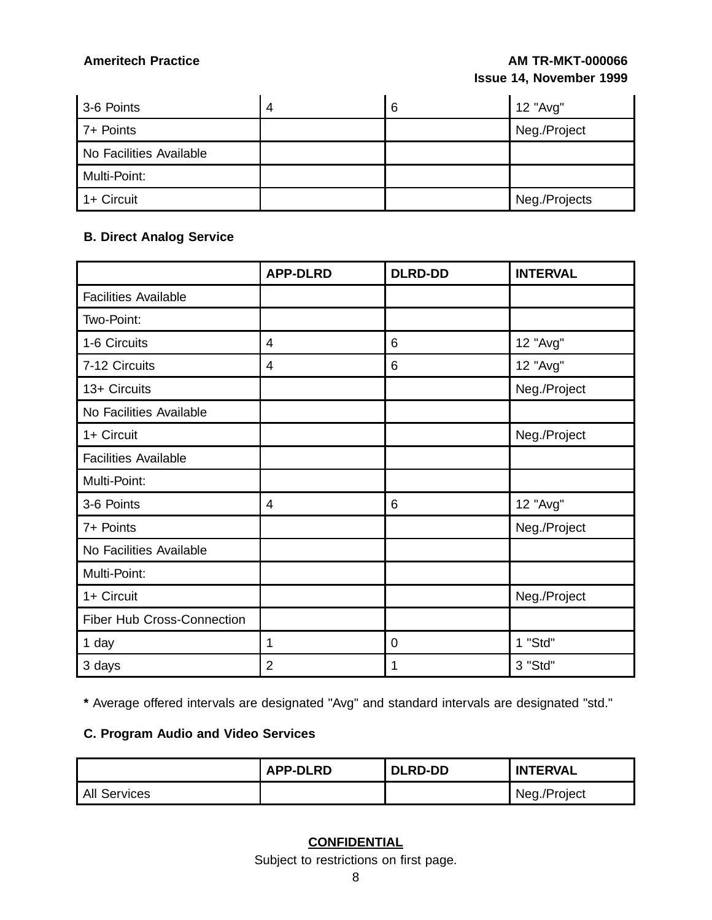| 3-6 Points | 4 | 6 | 12 "Avg" |
|---|---|---|---|
| 7+ Points | | | Neg./Project |
| No Facilities Available | | | |
| Multi-Point: | | | |
| 1+ Circuit | | | Neg./Projects |

**B. Direct Analog Service**

| | APP-DLRD | DLRD-DD | INTERVAL |
|---|---|---|---|
| Facilities Available | | | |
| Two-Point: | | | |
| 1-6 Circuits | 4 | 6 | 12 "Avg" |
| 7-12 Circuits | 4 | 6 | 12 "Avg" |
| 13+ Circuits | | | Neg./Project |
| No Facilities Available | | | |
| 1+ Circuit | | | Neg./Project |
| Facilities Available | | | |
| Multi-Point: | | | |
| 3-6 Points | 4 | 6 | 12 "Avg" |
| 7+ Points | | | Neg./Project |
| No Facilities Available | | | |
| Multi-Point: | | | |
| 1+ Circuit | | | Neg./Project |
| Fiber Hub Cross-Connection | | | |
| 1 day | 1 | 0 | 1 "Std" |
| 3 days | 2 | 1 | 3 "Std" |

**\*** Average offered intervals are designated "Avg" and standard intervals are designated "std."

**C. Program Audio and Video Services**

| | APP-DLRD | DLRD-DD | INTERVAL |
|---|---|---|---|
| All Services | | | Neg./Project |

**CONFIDENTIAL**

Subject to restrictions on first page.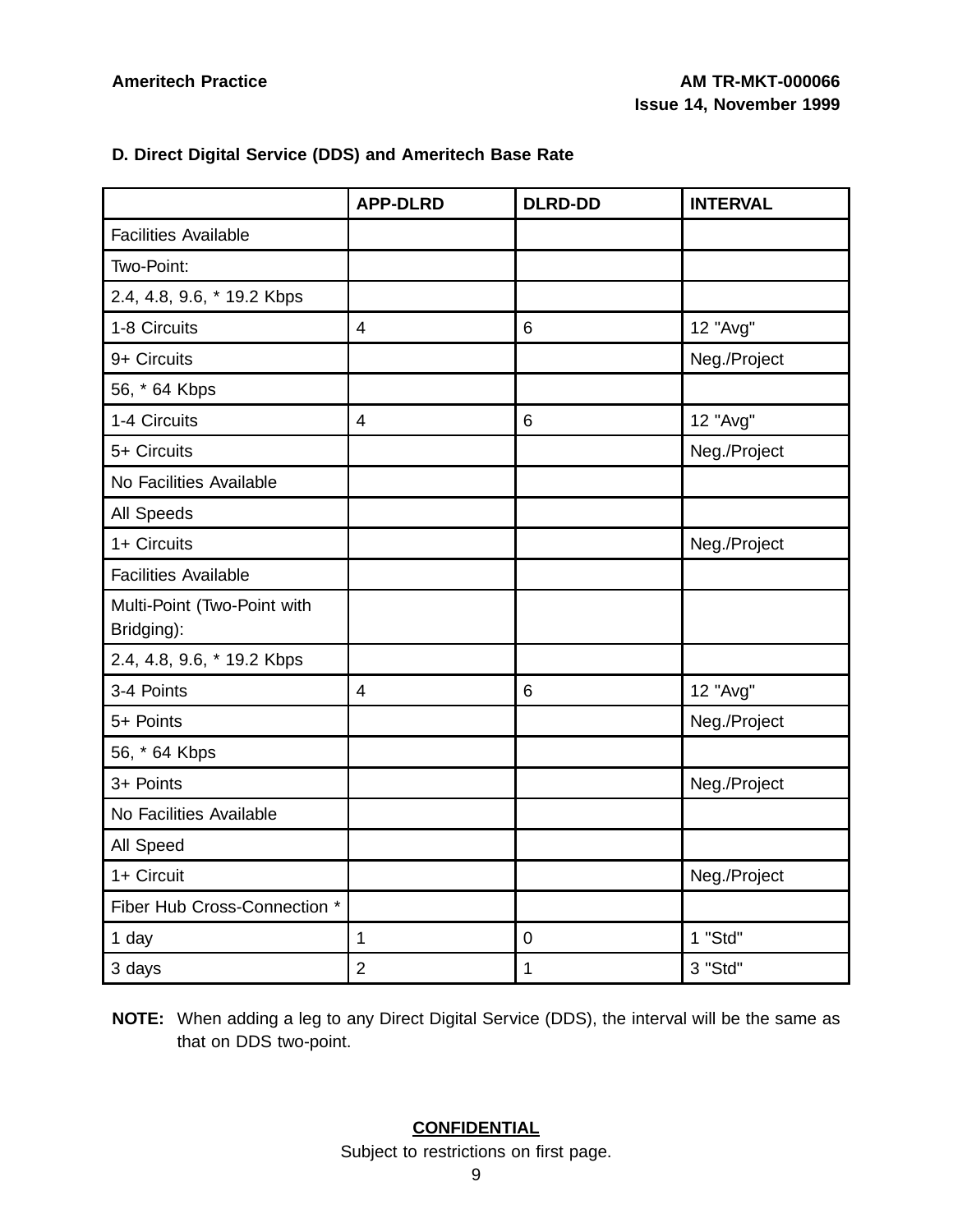**D. Direct Digital Service (DDS) and Ameritech Base Rate**

| | APP-DLRD | DLRD-DD | INTERVAL |
|---|---|---|---|
| Facilities Available | | | |
| Two-Point: | | | |
| 2.4, 4.8, 9.6, * 19.2 Kbps | | | |
| 1-8 Circuits | 4 | 6 | 12 "Avg" |
| 9+ Circuits | | | Neg./Project |
| 56, * 64 Kbps | | | |
| 1-4 Circuits | 4 | 6 | 12 "Avg" |
| 5+ Circuits | | | Neg./Project |
| No Facilities Available | | | |
| All Speeds | | | |
| 1+ Circuits | | | Neg./Project |
| Facilities Available | | | |
| Multi-Point (Two-Point with Bridging): | | | |
| 2.4, 4.8, 9.6, * 19.2 Kbps | | | |
| 3-4 Points | 4 | 6 | 12 "Avg" |
| 5+ Points | | | Neg./Project |
| 56, * 64 Kbps | | | |
| 3+ Points | | | Neg./Project |
| No Facilities Available | | | |
| All Speed | | | |
| 1+ Circuit | | | Neg./Project |
| Fiber Hub Cross-Connection * | | | |
| 1 day | 1 | 0 | 1 "Std" |
| 3 days | 2 | 1 | 3 "Std" |

**NOTE:** When adding a leg to any Direct Digital Service (DDS), the interval will be the same as that on DDS two-point.

**CONFIDENTIAL**

Subject to restrictions on first page.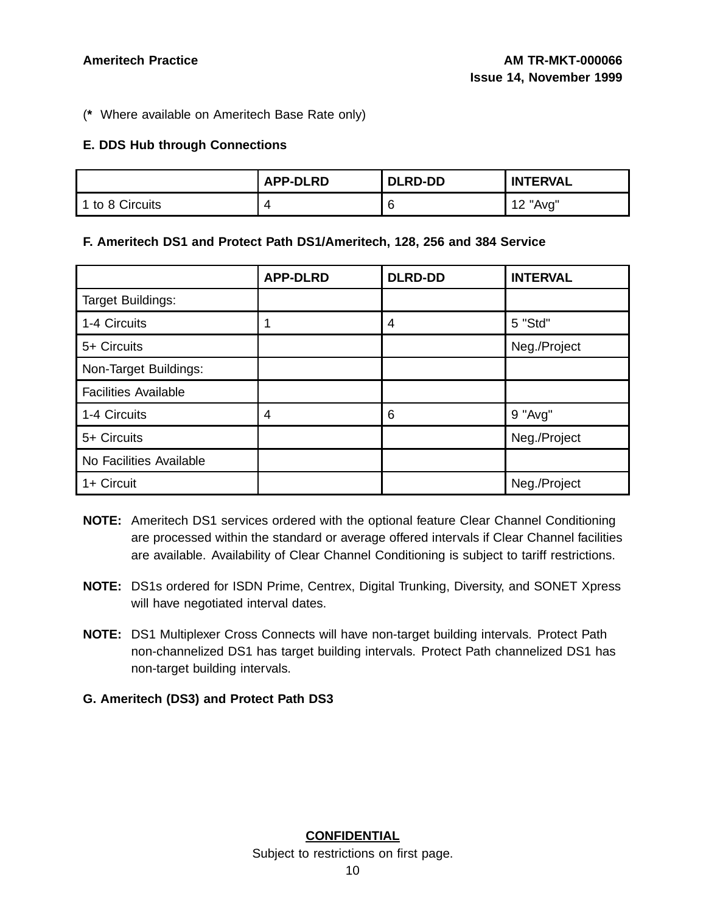(* Where available on Ameritech Base Rate only)

**E. DDS Hub through Connections**

| | APP-DLRD | DLRD-DD | INTERVAL |
|---|---|---|---|
| 1 to 8 Circuits | 4 | 6 | 12 "Avg" |

**F. Ameritech DS1 and Protect Path DS1/Ameritech, 128, 256 and 384 Service**

| | APP-DLRD | DLRD-DD | INTERVAL |
|---|---|---|---|
| Target Buildings: | | | |
| 1-4 Circuits | 1 | 4 | 5 "Std" |
| 5+ Circuits | | | Neg./Project |
| Non-Target Buildings: | | | |
| Facilities Available | | | |
| 1-4 Circuits | 4 | 6 | 9 "Avg" |
| 5+ Circuits | | | Neg./Project |
| No Facilities Available | | | |
| 1+ Circuit | | | Neg./Project |

**NOTE:** Ameritech DS1 services ordered with the optional feature Clear Channel Conditioning are processed within the standard or average offered intervals if Clear Channel facilities are available. Availability of Clear Channel Conditioning is subject to tariff restrictions.

**NOTE:** DS1s ordered for ISDN Prime, Centrex, Digital Trunking, Diversity, and SONET Xpress will have negotiated interval dates.

**NOTE:** DS1 Multiplexer Cross Connects will have non-target building intervals. Protect Path non-channelized DS1 has target building intervals. Protect Path channelized DS1 has non-target building intervals.

**G. Ameritech (DS3) and Protect Path DS3**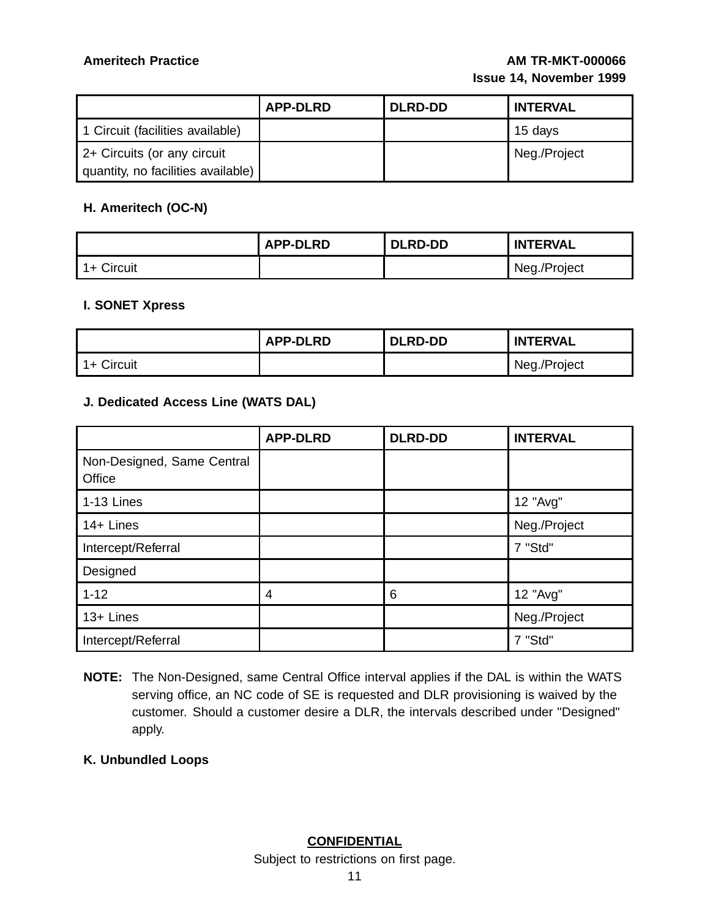| | APP-DLRD | DLRD-DD | INTERVAL |
|---|---|---|---|
| 1 Circuit (facilities available) | | | 15 days |
| 2+ Circuits (or any circuit quantity, no facilities available) | | | Neg./Project |

**H. Ameritech (OC-N)**

| | APP-DLRD | DLRD-DD | INTERVAL |
|---|---|---|---|
| 1+ Circuit | | | Neg./Project |

**I. SONET Xpress**

| | APP-DLRD | DLRD-DD | INTERVAL |
|---|---|---|---|
| 1+ Circuit | | | Neg./Project |

**J. Dedicated Access Line (WATS DAL)**

| | APP-DLRD | DLRD-DD | INTERVAL |
|---|---|---|---|
| Non-Designed, Same Central Office | | | |
| 1-13 Lines | | | 12 "Avg" |
| 14+ Lines | | | Neg./Project |
| Intercept/Referral | | | 7 "Std" |
| Designed | | | |
| 1-12 | 4 | 6 | 12 "Avg" |
| 13+ Lines | | | Neg./Project |
| Intercept/Referral | | | 7 "Std" |

**NOTE:** The Non-Designed, same Central Office interval applies if the DAL is within the WATS serving office, an NC code of SE is requested and DLR provisioning is waived by the customer. Should a customer desire a DLR, the intervals described under "Designed" apply.

**K. Unbundled Loops**

**CONFIDENTIAL**

Subject to restrictions on first page.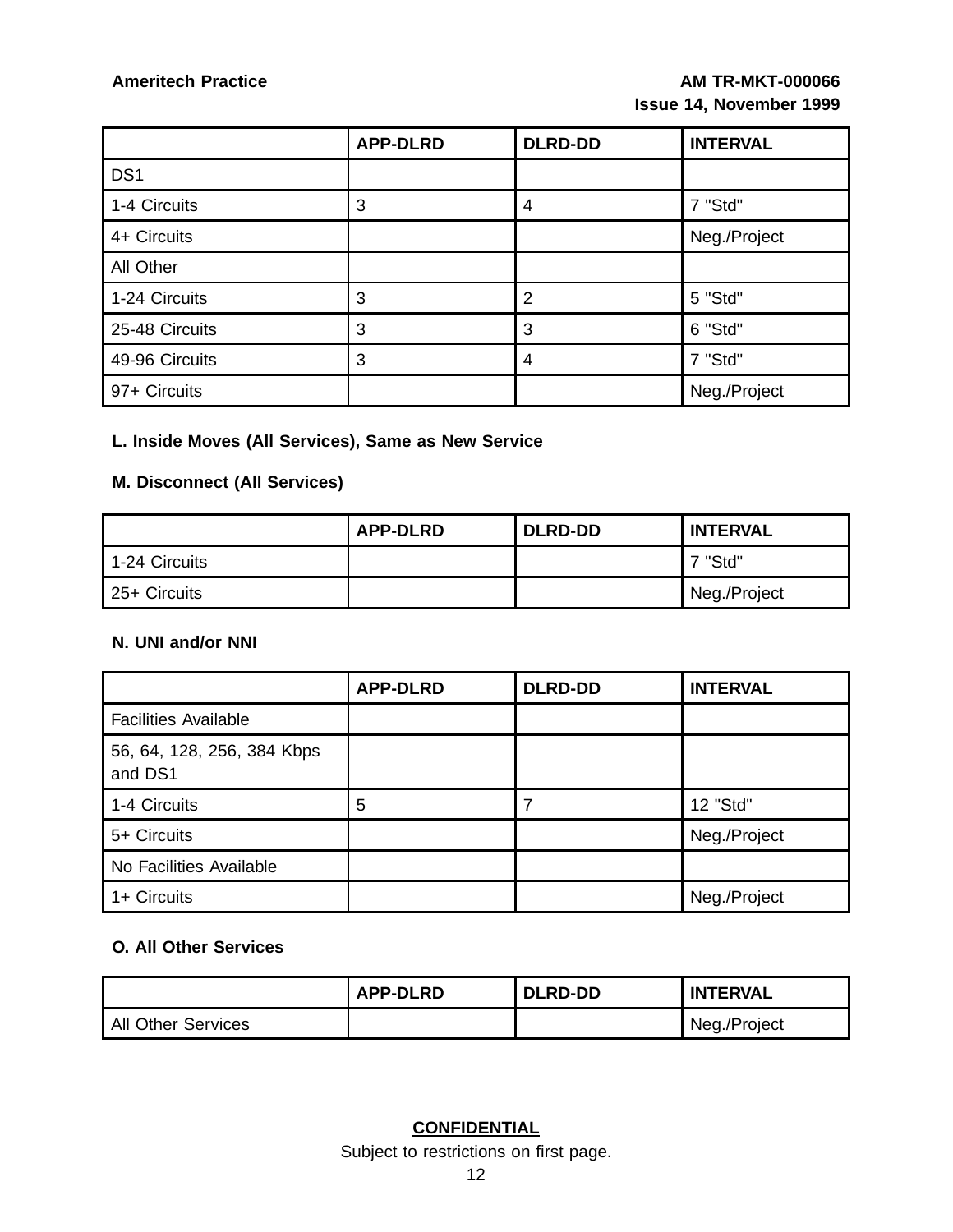| | APP-DLRD | DLRD-DD | INTERVAL |
|---|---|---|---|
| DS1 | | | |
| 1-4 Circuits | 3 | 4 | 7 "Std" |
| 4+ Circuits | | | Neg./Project |
| All Other | | | |
| 1-24 Circuits | 3 | 2 | 5 "Std" |
| 25-48 Circuits | 3 | 3 | 6 "Std" |
| 49-96 Circuits | 3 | 4 | 7 "Std" |
| 97+ Circuits | | | Neg./Project |

**L. Inside Moves (All Services), Same as New Service**

**M. Disconnect (All Services)**

| | APP-DLRD | DLRD-DD | INTERVAL |
|---|---|---|---|
| 1-24 Circuits | | | 7 "Std" |
| 25+ Circuits | | | Neg./Project |

**N. UNI and/or NNI**

| | APP-DLRD | DLRD-DD | INTERVAL |
|---|---|---|---|
| Facilities Available | | | |
| 56, 64, 128, 256, 384 Kbps and DS1 | | | |
| 1-4 Circuits | 5 | 7 | 12 "Std" |
| 5+ Circuits | | | Neg./Project |
| No Facilities Available | | | |
| 1+ Circuits | | | Neg./Project |

**O. All Other Services**

| | APP-DLRD | DLRD-DD | INTERVAL |
|---|---|---|---|
| All Other Services | | | Neg./Project |

**CONFIDENTIAL**

Subject to restrictions on first page.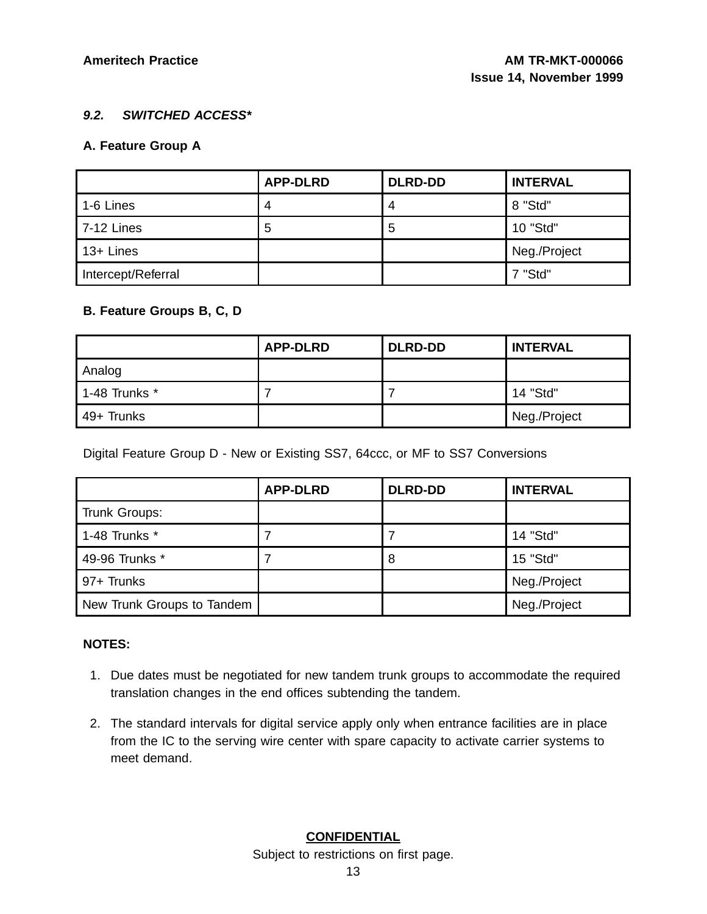### *9.2. SWITCHED ACCESS**

**A. Feature Group A**

| | APP-DLRD | DLRD-DD | INTERVAL |
|---|---|---|---|
| 1-6 Lines | 4 | 4 | 8 "Std" |
| 7-12 Lines | 5 | 5 | 10 "Std" |
| 13+ Lines | | | Neg./Project |
| Intercept/Referral | | | 7 "Std" |

**B. Feature Groups B, C, D**

| | APP-DLRD | DLRD-DD | INTERVAL |
|---|---|---|---|
| Analog | | | |
| 1-48 Trunks * | 7 | 7 | 14 "Std" |
| 49+ Trunks | | | Neg./Project |

Digital Feature Group D - New or Existing SS7, 64ccc, or MF to SS7 Conversions

| | APP-DLRD | DLRD-DD | INTERVAL |
|---|---|---|---|
| Trunk Groups: | | | |
| 1-48 Trunks * | 7 | 7 | 14 "Std" |
| 49-96 Trunks * | 7 | 8 | 15 "Std" |
| 97+ Trunks | | | Neg./Project |
| New Trunk Groups to Tandem | | | Neg./Project |

**NOTES:**

1. Due dates must be negotiated for new tandem trunk groups to accommodate the required translation changes in the end offices subtending the tandem.
2. The standard intervals for digital service apply only when entrance facilities are in place from the IC to the serving wire center with spare capacity to activate carrier systems to meet demand.

**CONFIDENTIAL**
Subject to restrictions on first page.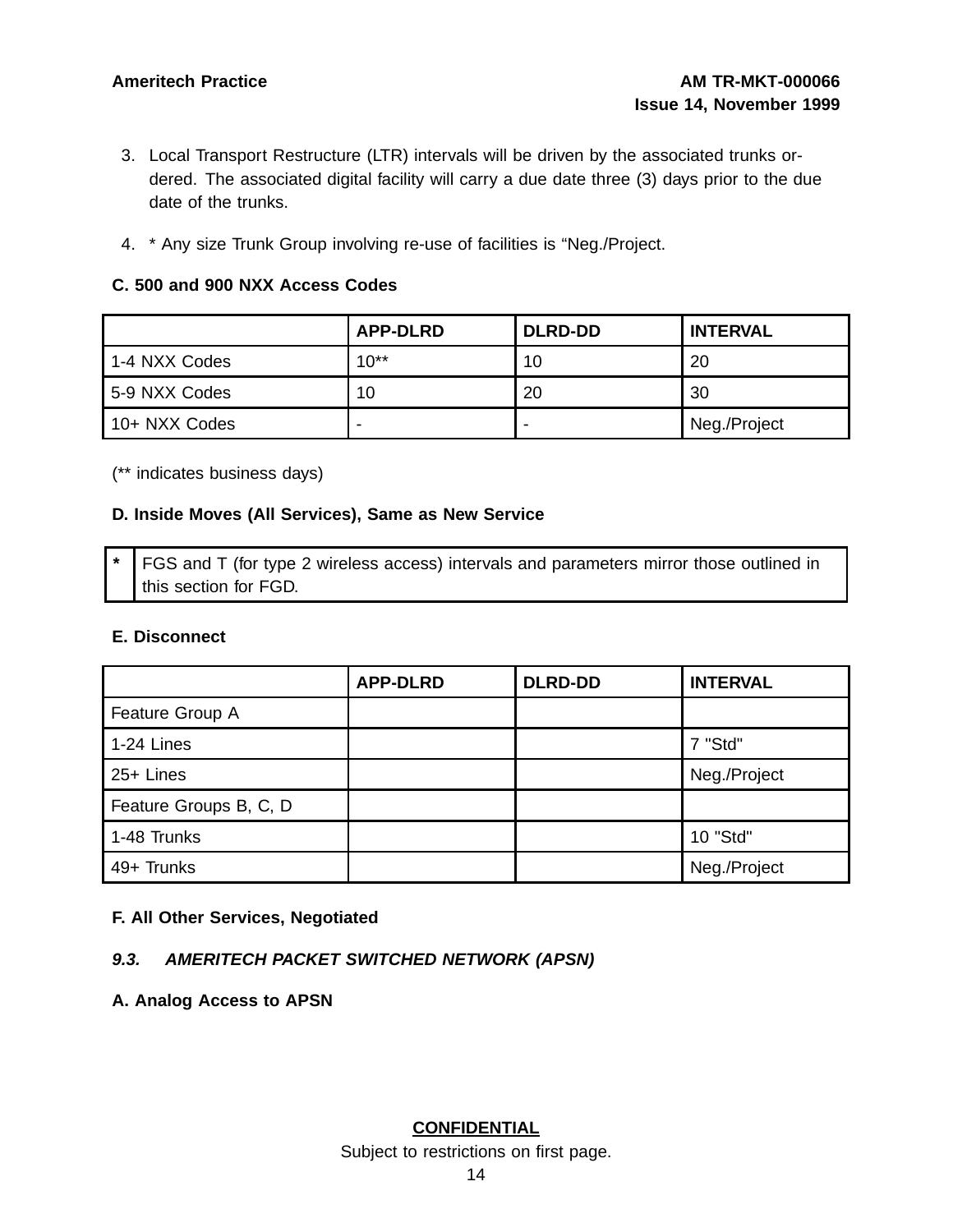3. Local Transport Restructure (LTR) intervals will be driven by the associated trunks ordered. The associated digital facility will carry a due date three (3) days prior to the due date of the trunks.

4. * Any size Trunk Group involving re-use of facilities is “Neg./Project.

**C. 500 and 900 NXX Access Codes**

| | APP-DLRD | DLRD-DD | INTERVAL |
|---|---|---|---|
| 1-4 NXX Codes | 10** | 10 | 20 |
| 5-9 NXX Codes | 10 | 20 | 30 |
| 10+ NXX Codes | - | - | Neg./Project |

(** indicates business days)

**D. Inside Moves (All Services), Same as New Service**

| * | FGS and T (for type 2 wireless access) intervals and parameters mirror those outlined in this section for FGD. |
|---|---|

**E. Disconnect**

| | APP-DLRD | DLRD-DD | INTERVAL |
|---|---|---|---|
| Feature Group A | | | |
| 1-24 Lines | | | 7 "Std" |
| 25+ Lines | | | Neg./Project |
| Feature Groups B, C, D | | | |
| 1-48 Trunks | | | 10 "Std" |
| 49+ Trunks | | | Neg./Project |

**F. All Other Services, Negotiated**

### *9.3. AMERITECH PACKET SWITCHED NETWORK (APSN)*

**A. Analog Access to APSN**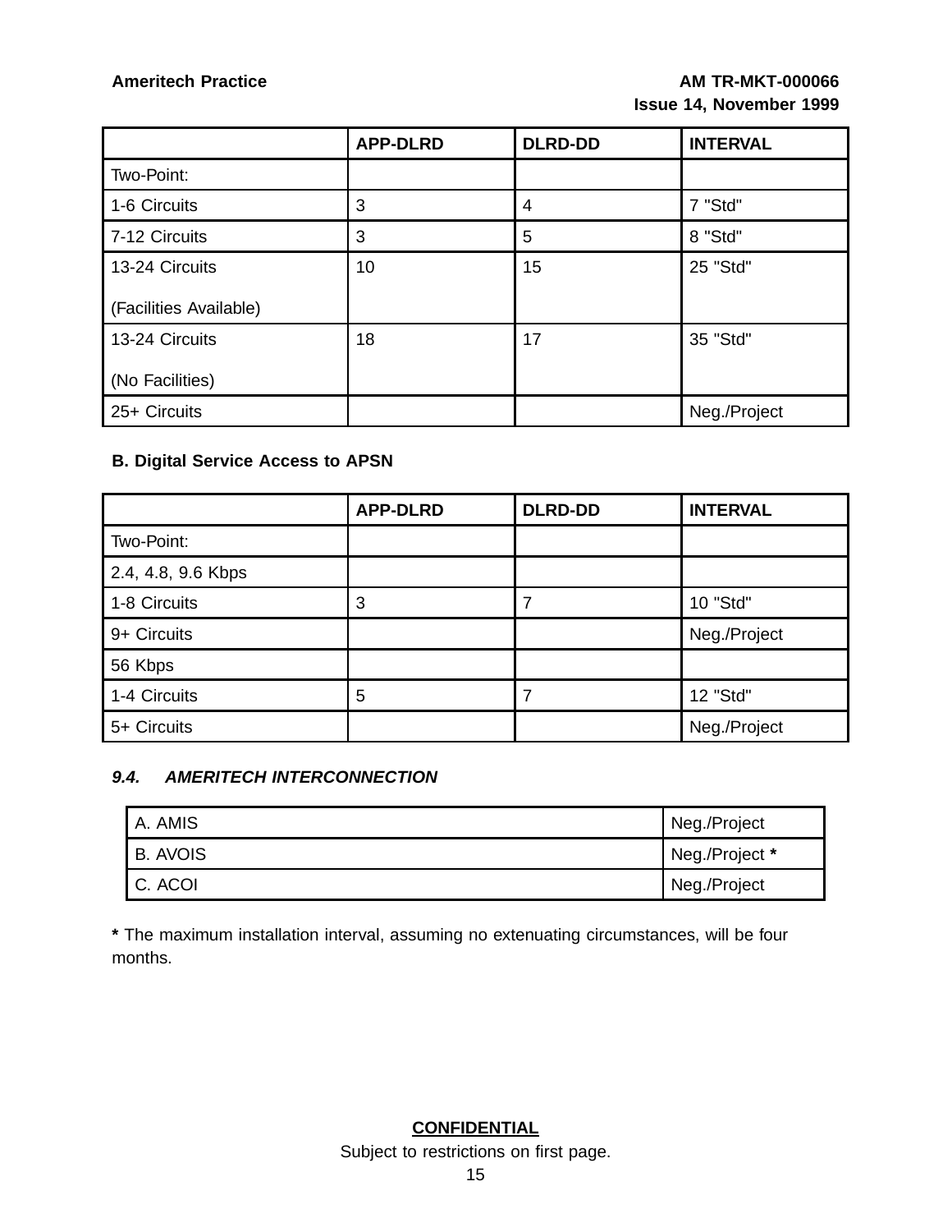| | APP-DLRD | DLRD-DD | INTERVAL |
|---|---|---|---|
| Two-Point: | | | |
| 1-6 Circuits | 3 | 4 | 7 "Std" |
| 7-12 Circuits | 3 | 5 | 8 "Std" |
| 13-24 Circuits (Facilities Available) | 10 | 15 | 25 "Std" |
| 13-24 Circuits (No Facilities) | 18 | 17 | 35 "Std" |
| 25+ Circuits | | | Neg./Project |

**B. Digital Service Access to APSN**

| | APP-DLRD | DLRD-DD | INTERVAL |
|---|---|---|---|
| Two-Point: | | | |
| 2.4, 4.8, 9.6 Kbps | | | |
| 1-8 Circuits | 3 | 7 | 10 "Std" |
| 9+ Circuits | | | Neg./Project |
| 56 Kbps | | | |
| 1-4 Circuits | 5 | 7 | 12 "Std" |
| 5+ Circuits | | | Neg./Project |

### *9.4. AMERITECH INTERCONNECTION*

| | |
|---|---|
| A. AMIS | Neg./Project |
| B. AVOIS | Neg./Project **\*** |
| C. ACOI | Neg./Project |

**\*** The maximum installation interval, assuming no extenuating circumstances, will be four months.

**CONFIDENTIAL**

Subject to restrictions on first page.